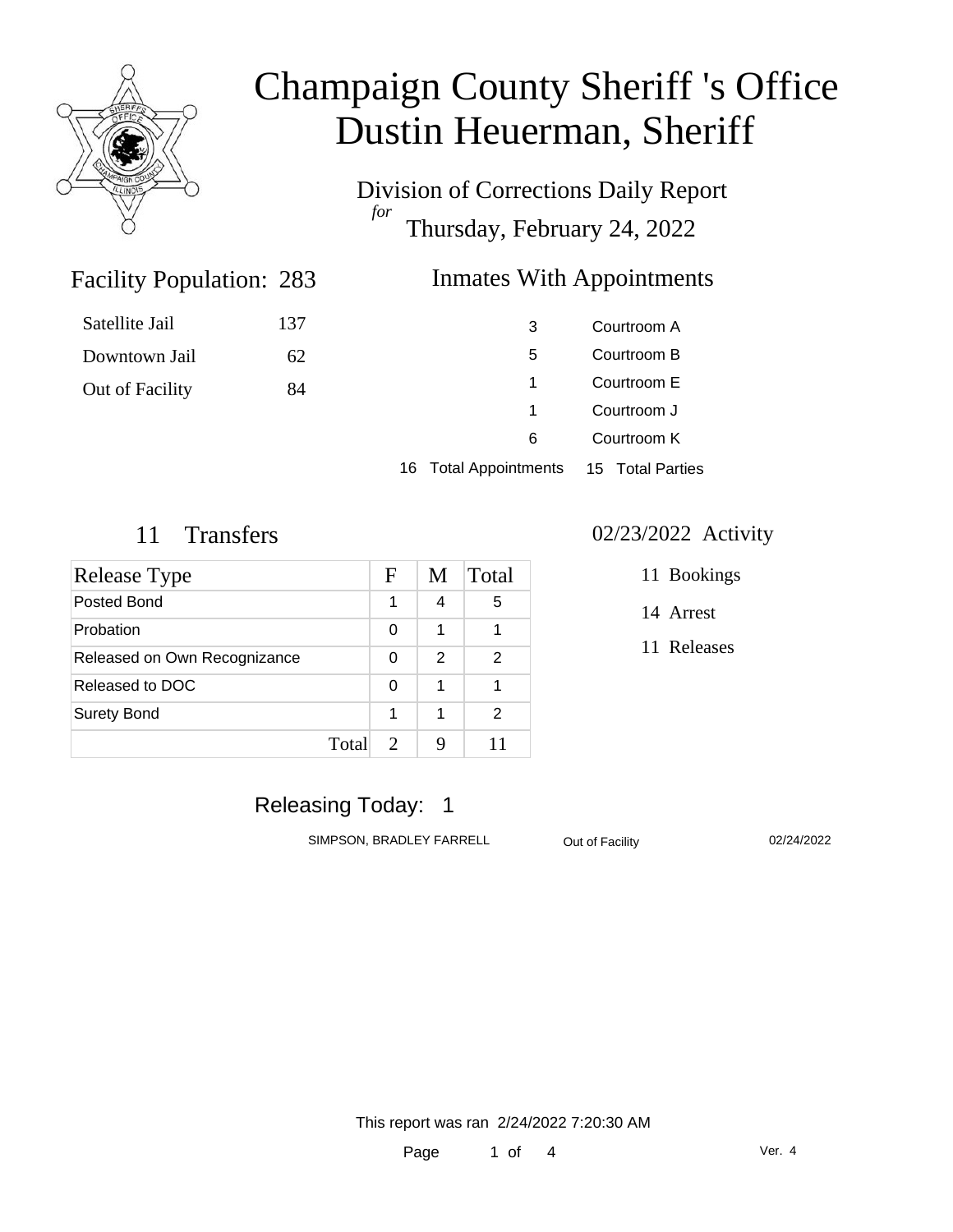# Champaign County Sheriff 's Office
# Dustin Heuerman, Sheriff

Division of Corrections Daily Report
*for*
Thursday, February 24, 2022

## Facility Population: 283

| | |
|---|---|
| Satellite Jail | 137 |
| Downtown Jail | 62 |
| Out of Facility | 84 |

## Inmates With Appointments

| | |
|---|---|
| 3 | Courtroom A |
| 5 | Courtroom B |
| 1 | Courtroom E |
| 1 | Courtroom J |
| 6 | Courtroom K |
| 16 Total Appointments | 15 Total Parties |

## 11 Transfers

| Release Type | F | M | Total |
|---|---|---|---|
| Posted Bond | 1 | 4 | 5 |
| Probation | 0 | 1 | 1 |
| Released on Own Recognizance | 0 | 2 | 2 |
| Released to DOC | 0 | 1 | 1 |
| Surety Bond | 1 | 1 | 2 |
| Total | 2 | 9 | 11 |

## 02/23/2022 Activity

- 11 Bookings
- 14 Arrest
- 11 Releases

## Releasing Today: 1

| | | |
|---|---|---|
| SIMPSON, BRADLEY FARRELL | Out of Facility | 02/24/2022 |

This report was ran 2/24/2022 7:20:30 AM

Ver. 4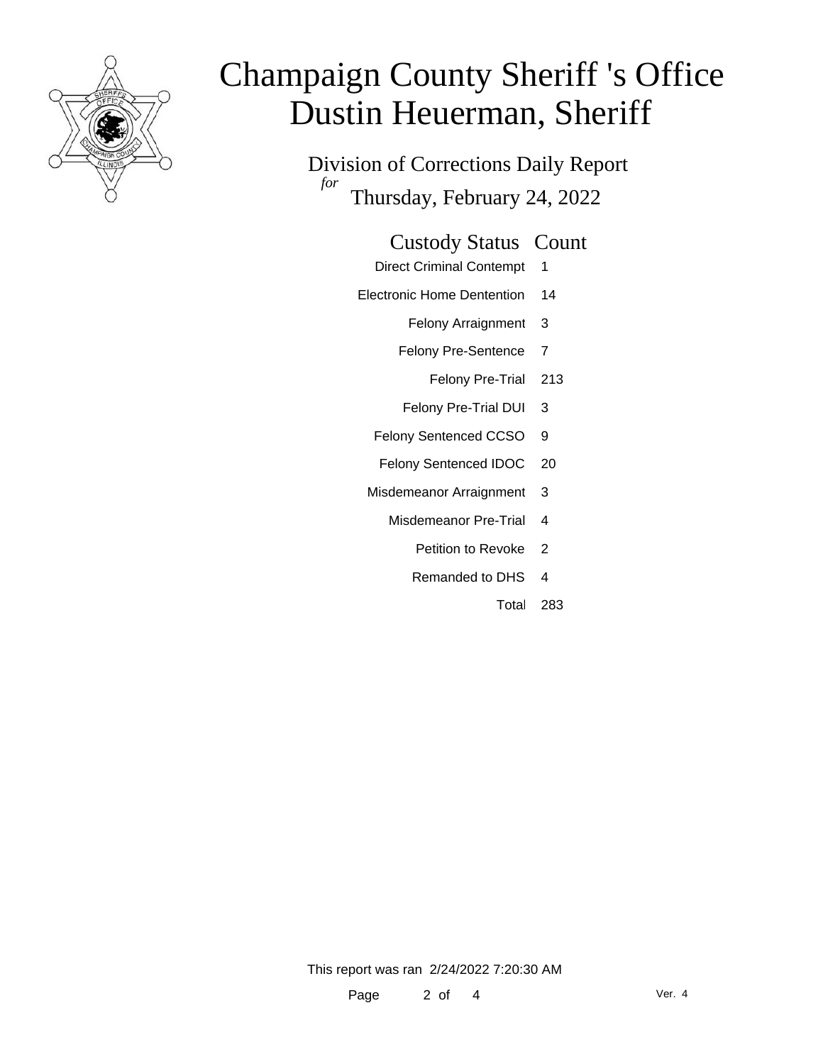# Champaign County Sheriff 's Office
# Dustin Heuerman, Sheriff

## Division of Corrections Daily Report
*for*
### Thursday, February 24, 2022

| Custody Status | Count |
| --- | --- |
| Direct Criminal Contempt | 1 |
| Electronic Home Dentention | 14 |
| Felony Arraignment | 3 |
| Felony Pre-Sentence | 7 |
| Felony Pre-Trial | 213 |
| Felony Pre-Trial DUI | 3 |
| Felony Sentenced CCSO | 9 |
| Felony Sentenced IDOC | 20 |
| Misdemeanor Arraignment | 3 |
| Misdemeanor Pre-Trial | 4 |
| Petition to Revoke | 2 |
| Remanded to DHS | 4 |
| Total | 283 |

This report was ran 2/24/2022 7:20:30 AM

Ver. 4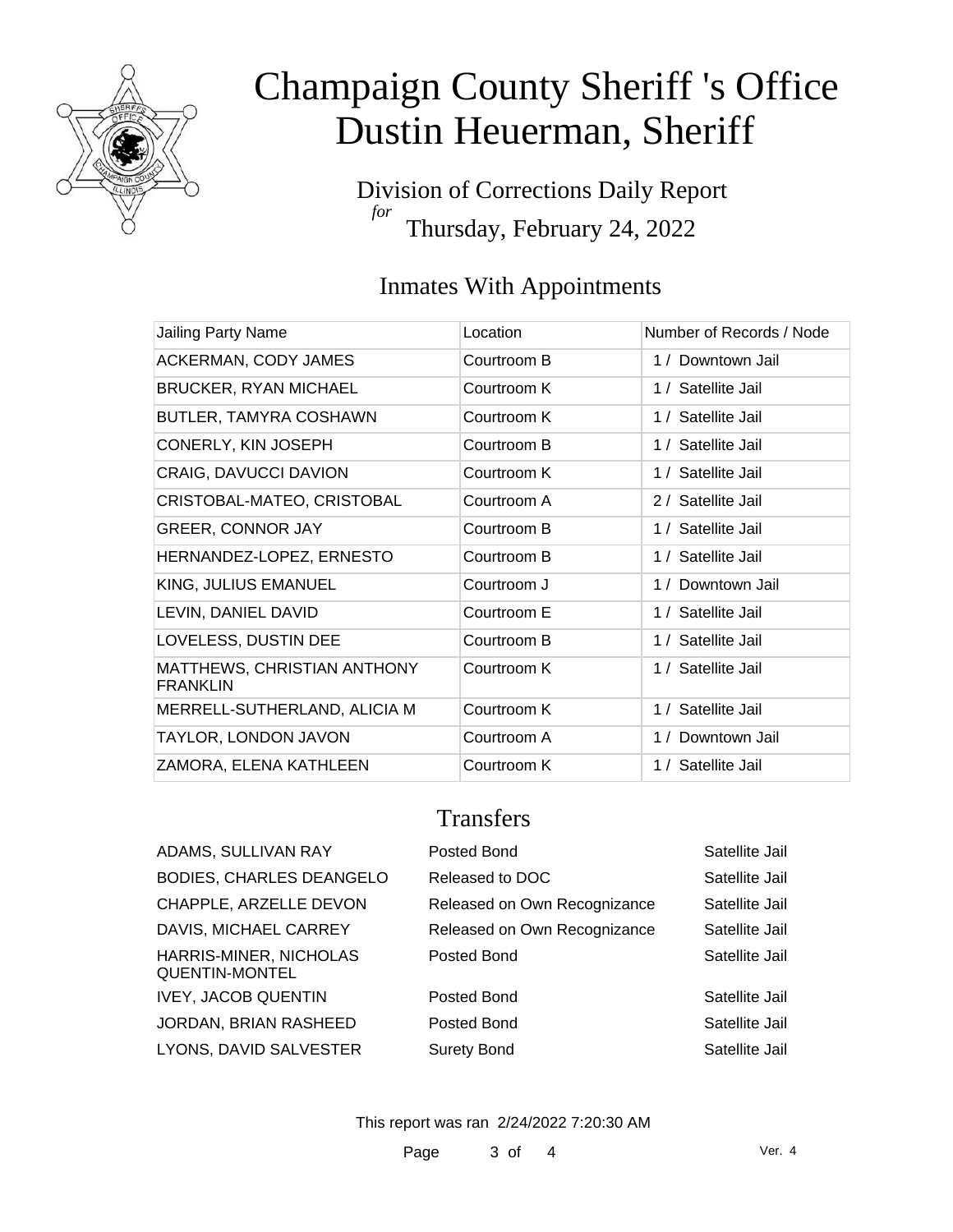# Champaign County Sheriff 's Office
# Dustin Heuerman, Sheriff

Division of Corrections Daily Report
*for*
Thursday, February 24, 2022

## Inmates With Appointments

| Jailing Party Name | Location | Number of Records / Node |
|---|---|---|
| ACKERMAN, CODY JAMES | Courtroom B | 1 / Downtown Jail |
| BRUCKER, RYAN MICHAEL | Courtroom K | 1 / Satellite Jail |
| BUTLER, TAMYRA COSHAWN | Courtroom K | 1 / Satellite Jail |
| CONERLY, KIN JOSEPH | Courtroom B | 1 / Satellite Jail |
| CRAIG, DAVUCCI DAVION | Courtroom K | 1 / Satellite Jail |
| CRISTOBAL-MATEO, CRISTOBAL | Courtroom A | 2 / Satellite Jail |
| GREER, CONNOR JAY | Courtroom B | 1 / Satellite Jail |
| HERNANDEZ-LOPEZ, ERNESTO | Courtroom B | 1 / Satellite Jail |
| KING, JULIUS EMANUEL | Courtroom J | 1 / Downtown Jail |
| LEVIN, DANIEL DAVID | Courtroom E | 1 / Satellite Jail |
| LOVELESS, DUSTIN DEE | Courtroom B | 1 / Satellite Jail |
| MATTHEWS, CHRISTIAN ANTHONY FRANKLIN | Courtroom K | 1 / Satellite Jail |
| MERRELL-SUTHERLAND, ALICIA M | Courtroom K | 1 / Satellite Jail |
| TAYLOR, LONDON JAVON | Courtroom A | 1 / Downtown Jail |
| ZAMORA, ELENA KATHLEEN | Courtroom K | 1 / Satellite Jail |

## Transfers

| | | |
|---|---|---|
| ADAMS, SULLIVAN RAY | Posted Bond | Satellite Jail |
| BODIES, CHARLES DEANGELO | Released to DOC | Satellite Jail |
| CHAPPLE, ARZELLE DEVON | Released on Own Recognizance | Satellite Jail |
| DAVIS, MICHAEL CARREY | Released on Own Recognizance | Satellite Jail |
| HARRIS-MINER, NICHOLAS QUENTIN-MONTEL | Posted Bond | Satellite Jail |
| IVEY, JACOB QUENTIN | Posted Bond | Satellite Jail |
| JORDAN, BRIAN RASHEED | Posted Bond | Satellite Jail |
| LYONS, DAVID SALVESTER | Surety Bond | Satellite Jail |

This report was ran 2/24/2022 7:20:30 AM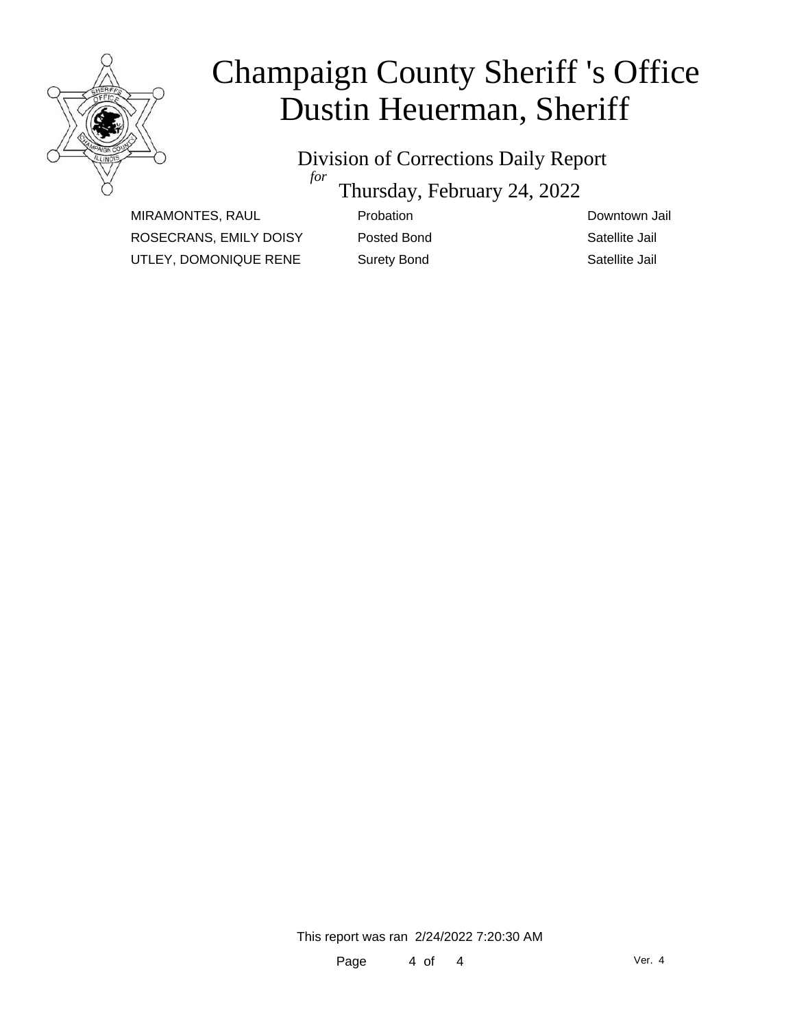# Champaign County Sheriff 's Office
# Dustin Heuerman, Sheriff

Division of Corrections Daily Report

*for* Thursday, February 24, 2022

| | | |
|---|---|---|
| MIRAMONTES, RAUL | Probation | Downtown Jail |
| ROSECRANS, EMILY DOISY | Posted Bond | Satellite Jail |
| UTLEY, DOMONIQUE RENE | Surety Bond | Satellite Jail |

This report was ran 2/24/2022 7:20:30 AM

Ver. 4